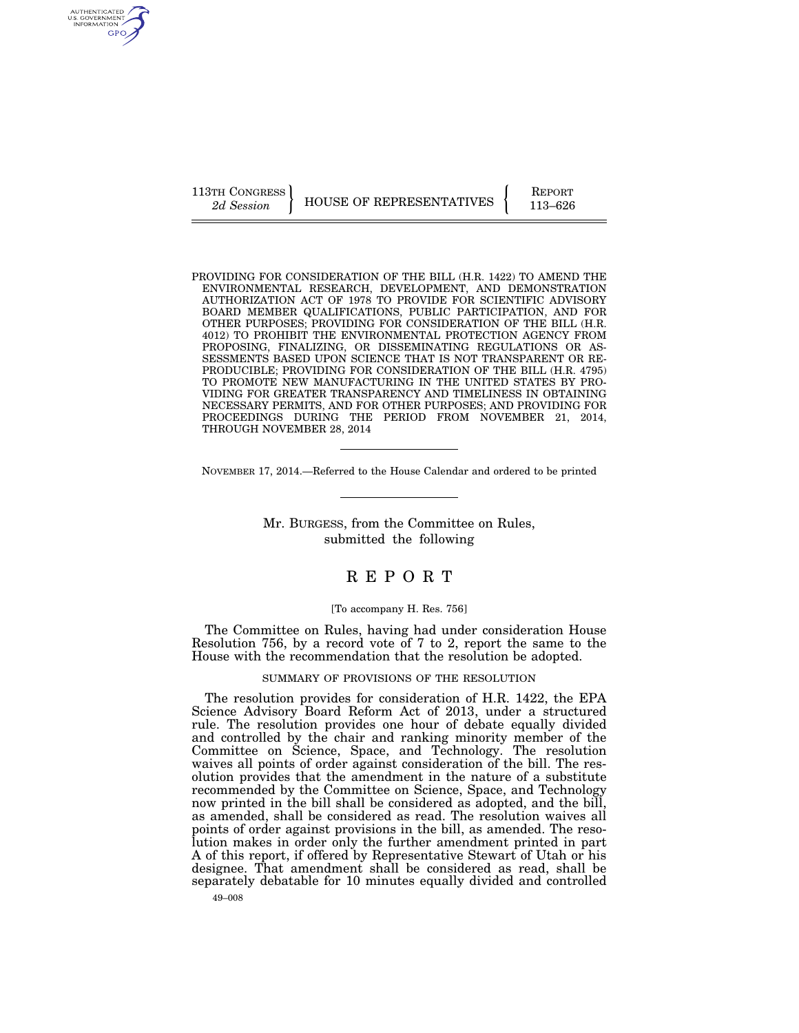113TH CONGRESS
*2d Session*

HOUSE OF REPRESENTATIVES

REPORT
113–626

PROVIDING FOR CONSIDERATION OF THE BILL (H.R. 1422) TO AMEND THE ENVIRONMENTAL RESEARCH, DEVELOPMENT, AND DEMONSTRATION AUTHORIZATION ACT OF 1978 TO PROVIDE FOR SCIENTIFIC ADVISORY BOARD MEMBER QUALIFICATIONS, PUBLIC PARTICIPATION, AND FOR OTHER PURPOSES; PROVIDING FOR CONSIDERATION OF THE BILL (H.R. 4012) TO PROHIBIT THE ENVIRONMENTAL PROTECTION AGENCY FROM PROPOSING, FINALIZING, OR DISSEMINATING REGULATIONS OR ASSESSMENTS BASED UPON SCIENCE THAT IS NOT TRANSPARENT OR REPRODUCIBLE; PROVIDING FOR CONSIDERATION OF THE BILL (H.R. 4795) TO PROMOTE NEW MANUFACTURING IN THE UNITED STATES BY PROVIDING FOR GREATER TRANSPARENCY AND TIMELINESS IN OBTAINING NECESSARY PERMITS, AND FOR OTHER PURPOSES; AND PROVIDING FOR PROCEEDINGS DURING THE PERIOD FROM NOVEMBER 21, 2014, THROUGH NOVEMBER 28, 2014

NOVEMBER 17, 2014.—Referred to the House Calendar and ordered to be printed

Mr. BURGESS, from the Committee on Rules, submitted the following

# REPORT

[To accompany H. Res. 756]

The Committee on Rules, having had under consideration House Resolution 756, by a record vote of 7 to 2, report the same to the House with the recommendation that the resolution be adopted.

## SUMMARY OF PROVISIONS OF THE RESOLUTION

The resolution provides for consideration of H.R. 1422, the EPA Science Advisory Board Reform Act of 2013, under a structured rule. The resolution provides one hour of debate equally divided and controlled by the chair and ranking minority member of the Committee on Science, Space, and Technology. The resolution waives all points of order against consideration of the bill. The resolution provides that the amendment in the nature of a substitute recommended by the Committee on Science, Space, and Technology now printed in the bill shall be considered as adopted, and the bill, as amended, shall be considered as read. The resolution waives all points of order against provisions in the bill, as amended. The resolution makes in order only the further amendment printed in part A of this report, if offered by Representative Stewart of Utah or his designee. That amendment shall be considered as read, shall be separately debatable for 10 minutes equally divided and controlled

49–008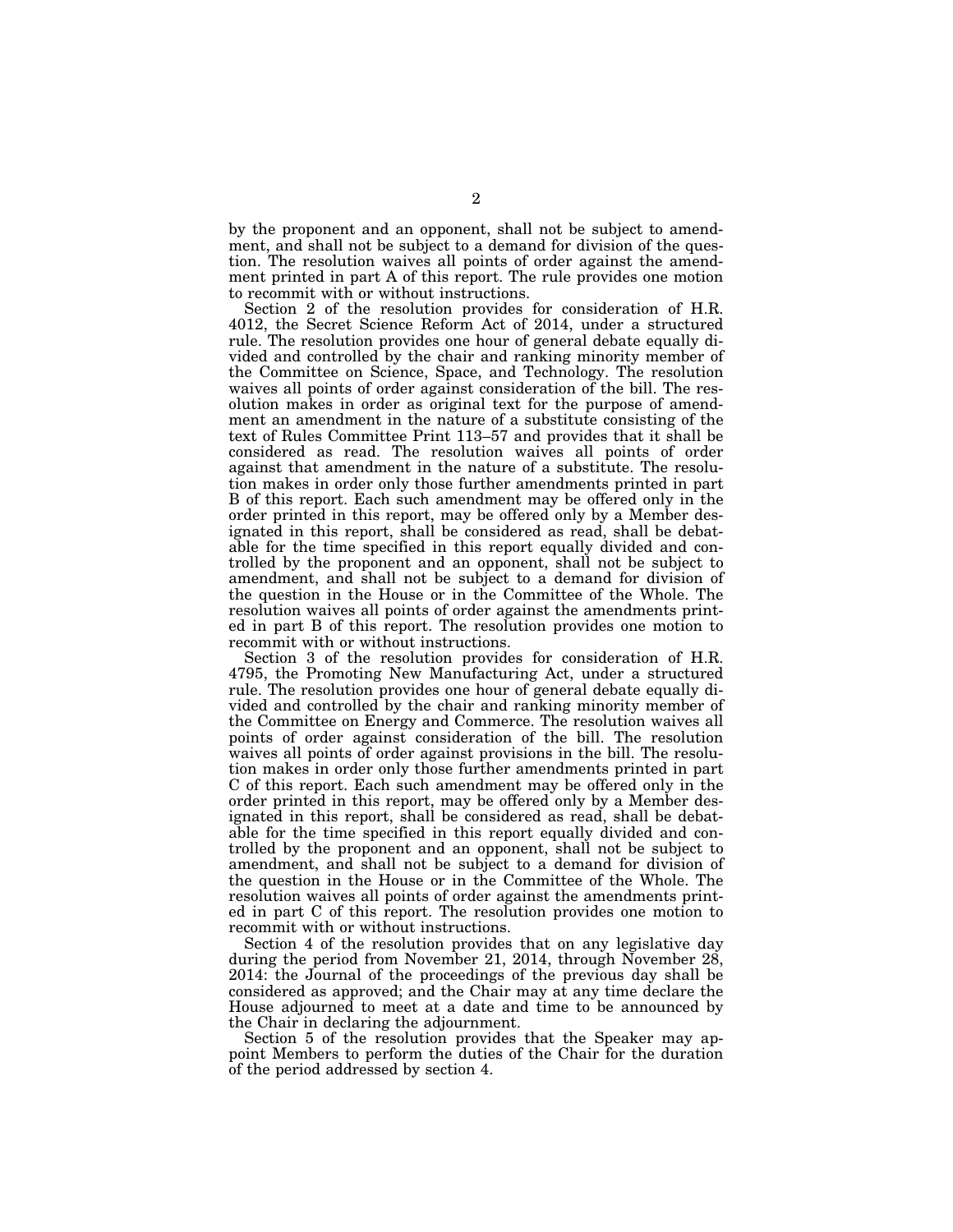by the proponent and an opponent, shall not be subject to amendment, and shall not be subject to a demand for division of the question. The resolution waives all points of order against the amendment printed in part A of this report. The rule provides one motion to recommit with or without instructions.

Section 2 of the resolution provides for consideration of H.R. 4012, the Secret Science Reform Act of 2014, under a structured rule. The resolution provides one hour of general debate equally divided and controlled by the chair and ranking minority member of the Committee on Science, Space, and Technology. The resolution waives all points of order against consideration of the bill. The resolution makes in order as original text for the purpose of amendment an amendment in the nature of a substitute consisting of the text of Rules Committee Print 113–57 and provides that it shall be considered as read. The resolution waives all points of order against that amendment in the nature of a substitute. The resolution makes in order only those further amendments printed in part B of this report. Each such amendment may be offered only in the order printed in this report, may be offered only by a Member designated in this report, shall be considered as read, shall be debatable for the time specified in this report equally divided and controlled by the proponent and an opponent, shall not be subject to amendment, and shall not be subject to a demand for division of the question in the House or in the Committee of the Whole. The resolution waives all points of order against the amendments printed in part B of this report. The resolution provides one motion to recommit with or without instructions.

Section 3 of the resolution provides for consideration of H.R. 4795, the Promoting New Manufacturing Act, under a structured rule. The resolution provides one hour of general debate equally divided and controlled by the chair and ranking minority member of the Committee on Energy and Commerce. The resolution waives all points of order against consideration of the bill. The resolution waives all points of order against provisions in the bill. The resolution makes in order only those further amendments printed in part C of this report. Each such amendment may be offered only in the order printed in this report, may be offered only by a Member designated in this report, shall be considered as read, shall be debatable for the time specified in this report equally divided and controlled by the proponent and an opponent, shall not be subject to amendment, and shall not be subject to a demand for division of the question in the House or in the Committee of the Whole. The resolution waives all points of order against the amendments printed in part C of this report. The resolution provides one motion to recommit with or without instructions.

Section 4 of the resolution provides that on any legislative day during the period from November 21, 2014, through November 28, 2014: the Journal of the proceedings of the previous day shall be considered as approved; and the Chair may at any time declare the House adjourned to meet at a date and time to be announced by the Chair in declaring the adjournment.

Section 5 of the resolution provides that the Speaker may appoint Members to perform the duties of the Chair for the duration of the period addressed by section 4.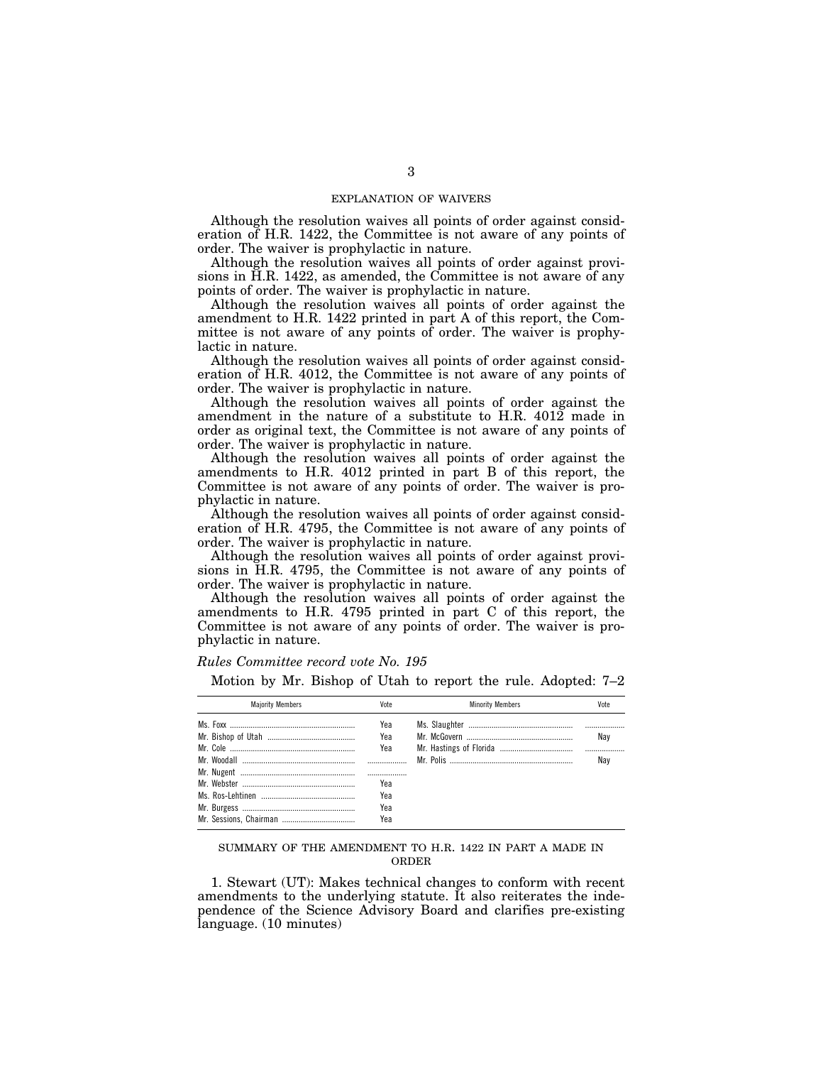## EXPLANATION OF WAIVERS

Although the resolution waives all points of order against consideration of H.R. 1422, the Committee is not aware of any points of order. The waiver is prophylactic in nature.

Although the resolution waives all points of order against provisions in H.R. 1422, as amended, the Committee is not aware of any points of order. The waiver is prophylactic in nature.

Although the resolution waives all points of order against the amendment to H.R. 1422 printed in part A of this report, the Committee is not aware of any points of order. The waiver is prophylactic in nature.

Although the resolution waives all points of order against consideration of H.R. 4012, the Committee is not aware of any points of order. The waiver is prophylactic in nature.

Although the resolution waives all points of order against the amendment in the nature of a substitute to H.R. 4012 made in order as original text, the Committee is not aware of any points of order. The waiver is prophylactic in nature.

Although the resolution waives all points of order against the amendments to H.R. 4012 printed in part B of this report, the Committee is not aware of any points of order. The waiver is prophylactic in nature.

Although the resolution waives all points of order against consideration of H.R. 4795, the Committee is not aware of any points of order. The waiver is prophylactic in nature.

Although the resolution waives all points of order against provisions in H.R. 4795, the Committee is not aware of any points of order. The waiver is prophylactic in nature.

Although the resolution waives all points of order against the amendments to H.R. 4795 printed in part C of this report, the Committee is not aware of any points of order. The waiver is prophylactic in nature.

*Rules Committee record vote No. 195*

Motion by Mr. Bishop of Utah to report the rule. Adopted: 7–2

| Majority Members | Vote | Minority Members | Vote |
|---|---|---|---|
| Ms. Foxx | Yea | Ms. Slaughter | |
| Mr. Bishop of Utah | Yea | Mr. McGovern | Nay |
| Mr. Cole | Yea | Mr. Hastings of Florida | |
| Mr. Woodall | | Mr. Polis | Nay |
| Mr. Nugent | | | |
| Mr. Webster | Yea | | |
| Ms. Ros-Lehtinen | Yea | | |
| Mr. Burgess | Yea | | |
| Mr. Sessions, Chairman | Yea | | |

## SUMMARY OF THE AMENDMENT TO H.R. 1422 IN PART A MADE IN ORDER

1. Stewart (UT): Makes technical changes to conform with recent amendments to the underlying statute. It also reiterates the independence of the Science Advisory Board and clarifies pre-existing language. (10 minutes)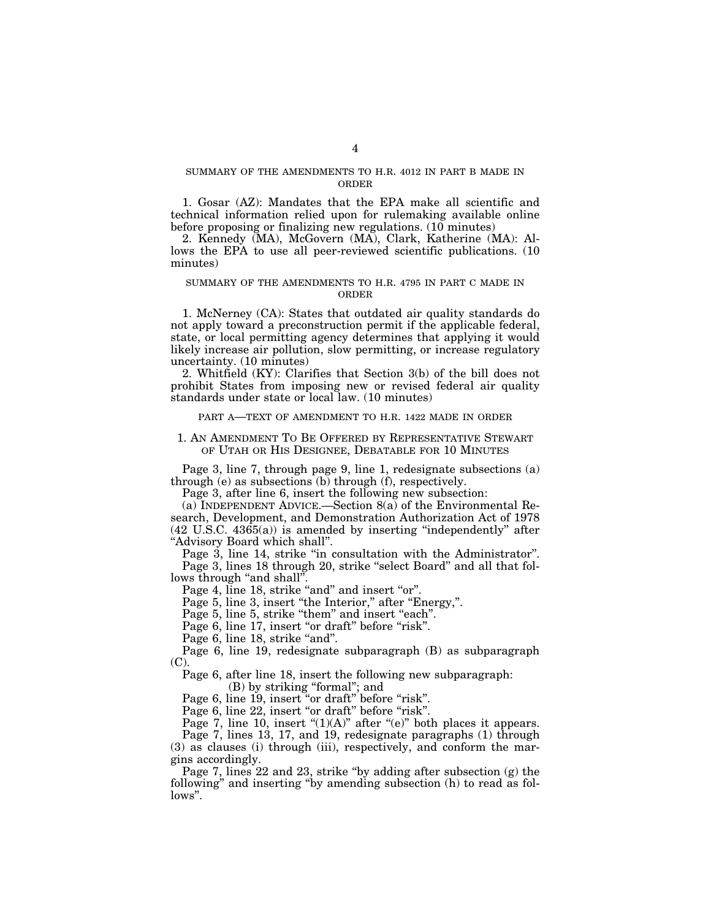## SUMMARY OF THE AMENDMENTS TO H.R. 4012 IN PART B MADE IN ORDER

1. Gosar (AZ): Mandates that the EPA make all scientific and technical information relied upon for rulemaking available online before proposing or finalizing new regulations. (10 minutes)

2. Kennedy (MA), McGovern (MA), Clark, Katherine (MA): Allows the EPA to use all peer-reviewed scientific publications. (10 minutes)

## SUMMARY OF THE AMENDMENTS TO H.R. 4795 IN PART C MADE IN ORDER

1. McNerney (CA): States that outdated air quality standards do not apply toward a preconstruction permit if the applicable federal, state, or local permitting agency determines that applying it would likely increase air pollution, slow permitting, or increase regulatory uncertainty. (10 minutes)

2. Whitfield (KY): Clarifies that Section 3(b) of the bill does not prohibit States from imposing new or revised federal air quality standards under state or local law. (10 minutes)

## PART A—TEXT OF AMENDMENT TO H.R. 1422 MADE IN ORDER

### 1. AN AMENDMENT TO BE OFFERED BY REPRESENTATIVE STEWART OF UTAH OR HIS DESIGNEE, DEBATABLE FOR 10 MINUTES

Page 3, line 7, through page 9, line 1, redesignate subsections (a) through (e) as subsections (b) through (f), respectively.

Page 3, after line 6, insert the following new subsection:

(a) INDEPENDENT ADVICE.—Section 8(a) of the Environmental Research, Development, and Demonstration Authorization Act of 1978 (42 U.S.C. 4365(a)) is amended by inserting "independently" after "Advisory Board which shall".

Page 3, line 14, strike "in consultation with the Administrator".

Page 3, lines 18 through 20, strike "select Board" and all that follows through "and shall".

Page 4, line 18, strike "and" and insert "or".

Page 5, line 3, insert "the Interior," after "Energy,".

Page 5, line 5, strike "them" and insert "each".

Page 6, line 17, insert "or draft" before "risk".

Page 6, line 18, strike "and".

Page 6, line 19, redesignate subparagraph (B) as subparagraph (C).

Page 6, after line 18, insert the following new subparagraph:

(B) by striking "formal"; and

Page 6, line 19, insert "or draft" before "risk".

Page 6, line 22, insert "or draft" before "risk".

Page 7, line 10, insert "(1)(A)" after "(e)" both places it appears.

Page 7, lines 13, 17, and 19, redesignate paragraphs (1) through (3) as clauses (i) through (iii), respectively, and conform the margins accordingly.

Page 7, lines 22 and 23, strike "by adding after subsection (g) the following" and inserting "by amending subsection (h) to read as follows".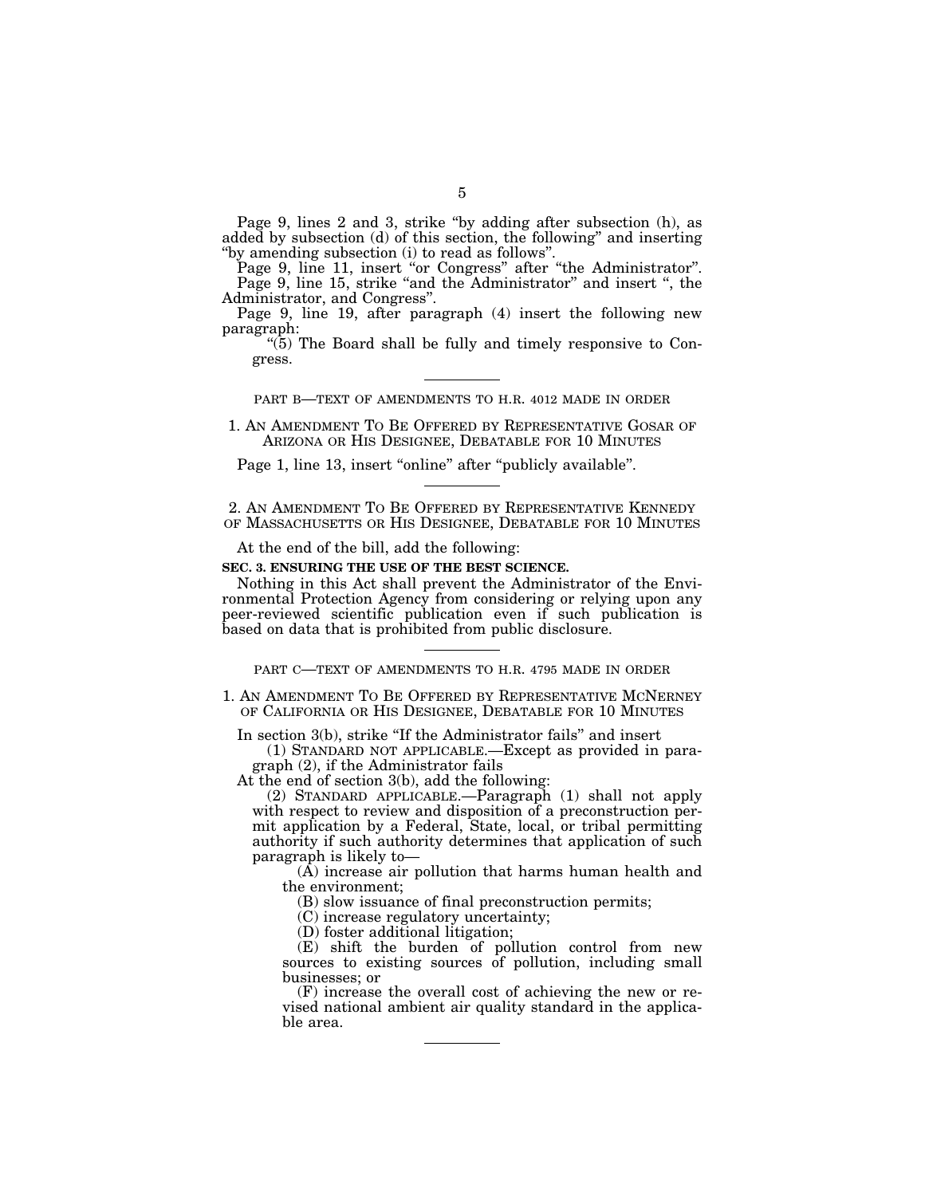Page 9, lines 2 and 3, strike "by adding after subsection (h), as added by subsection (d) of this section, the following" and inserting "by amending subsection (i) to read as follows".

Page 9, line 11, insert "or Congress" after "the Administrator".

Page 9, line 15, strike "and the Administrator" and insert ", the Administrator, and Congress".

Page 9, line 19, after paragraph (4) insert the following new paragraph:

"(5) The Board shall be fully and timely responsive to Congress.

---

PART B—TEXT OF AMENDMENTS TO H.R. 4012 MADE IN ORDER

1. AN AMENDMENT TO BE OFFERED BY REPRESENTATIVE GOSAR OF ARIZONA OR HIS DESIGNEE, DEBATABLE FOR 10 MINUTES

Page 1, line 13, insert "online" after "publicly available".

---

2. AN AMENDMENT TO BE OFFERED BY REPRESENTATIVE KENNEDY OF MASSACHUSETTS OR HIS DESIGNEE, DEBATABLE FOR 10 MINUTES

At the end of the bill, add the following:

**SEC. 3. ENSURING THE USE OF THE BEST SCIENCE.**

Nothing in this Act shall prevent the Administrator of the Environmental Protection Agency from considering or relying upon any peer-reviewed scientific publication even if such publication is based on data that is prohibited from public disclosure.

---

PART C—TEXT OF AMENDMENTS TO H.R. 4795 MADE IN ORDER

1. AN AMENDMENT TO BE OFFERED BY REPRESENTATIVE MCNERNEY OF CALIFORNIA OR HIS DESIGNEE, DEBATABLE FOR 10 MINUTES

In section 3(b), strike "If the Administrator fails" and insert

(1) STANDARD NOT APPLICABLE.—Except as provided in paragraph (2), if the Administrator fails

At the end of section 3(b), add the following:

(2) STANDARD APPLICABLE.—Paragraph (1) shall not apply with respect to review and disposition of a preconstruction permit application by a Federal, State, local, or tribal permitting authority if such authority determines that application of such paragraph is likely to—

(A) increase air pollution that harms human health and the environment;

(B) slow issuance of final preconstruction permits;

(C) increase regulatory uncertainty;

(D) foster additional litigation;

(E) shift the burden of pollution control from new sources to existing sources of pollution, including small businesses; or

(F) increase the overall cost of achieving the new or revised national ambient air quality standard in the applicable area.

---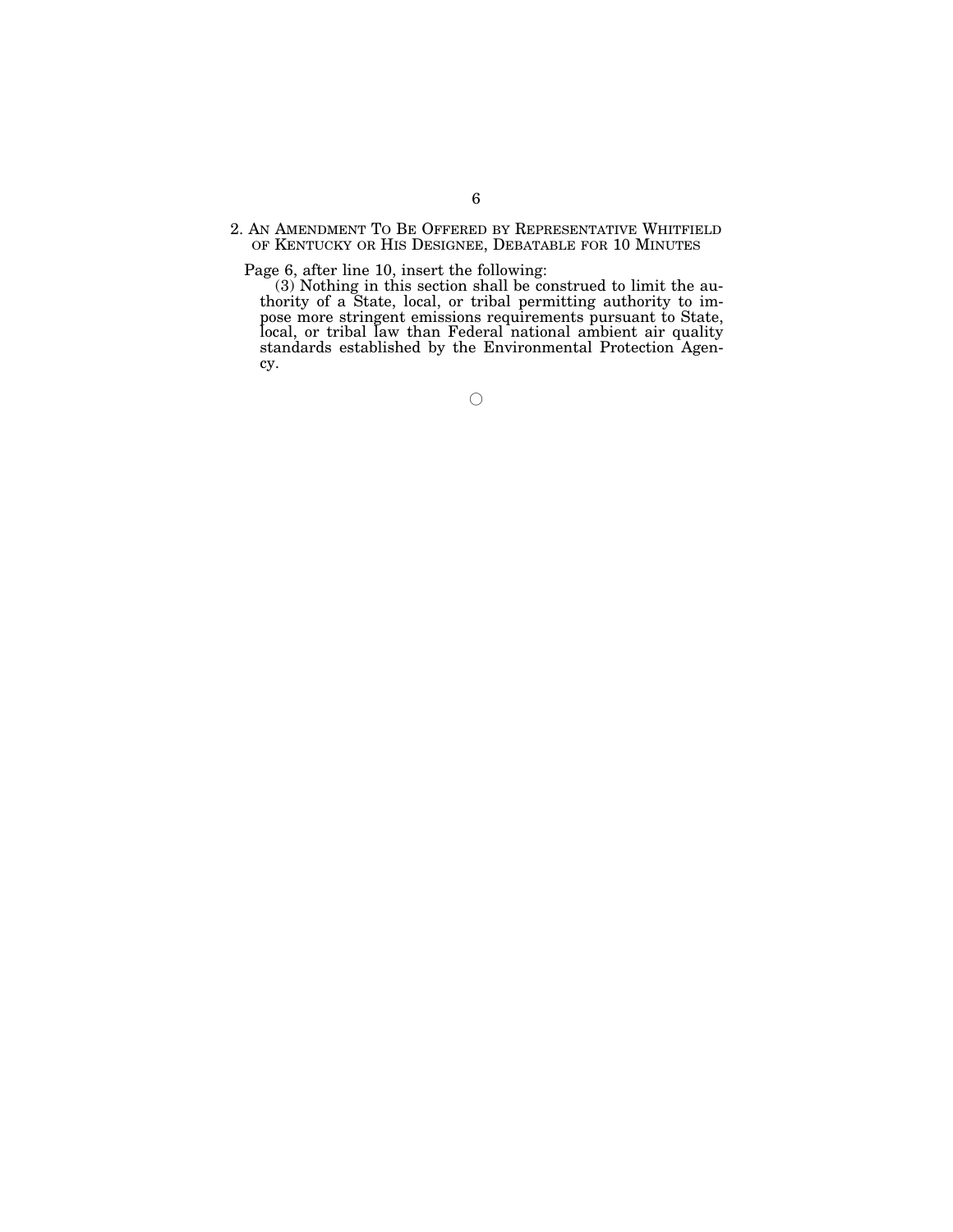2. AN AMENDMENT TO BE OFFERED BY REPRESENTATIVE WHITFIELD OF KENTUCKY OR HIS DESIGNEE, DEBATABLE FOR 10 MINUTES

Page 6, after line 10, insert the following:

(3) Nothing in this section shall be construed to limit the authority of a State, local, or tribal permitting authority to impose more stringent emissions requirements pursuant to State, local, or tribal law than Federal national ambient air quality standards established by the Environmental Protection Agency.

○